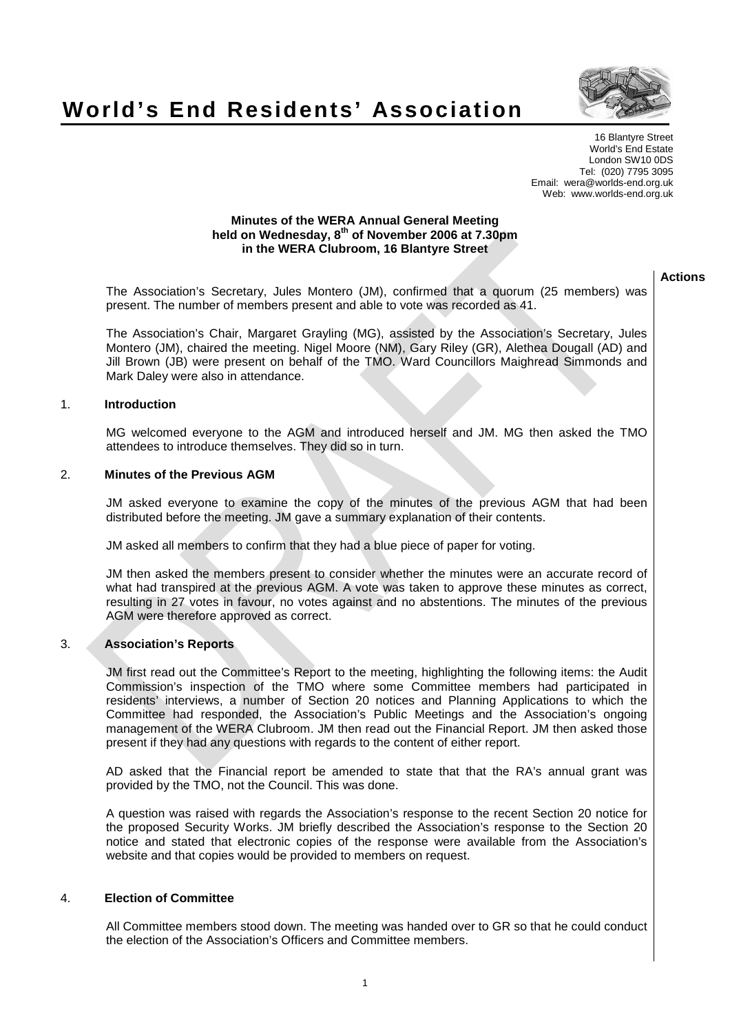# World's End Residents' Association

16 Blantyre Street
World's End Estate
London SW10 0DS
Tel: (020) 7795 3095
Email: wera@worlds-end.org.uk
Web: www.worlds-end.org.uk

**Minutes of the WERA Annual General Meeting**
**held on Wednesday, 8th of November 2006 at 7.30pm**
**in the WERA Clubroom, 16 Blantyre Street**

**Actions**

The Association's Secretary, Jules Montero (JM), confirmed that a quorum (25 members) was present. The number of members present and able to vote was recorded as 41.

The Association's Chair, Margaret Grayling (MG), assisted by the Association's Secretary, Jules Montero (JM), chaired the meeting. Nigel Moore (NM), Gary Riley (GR), Alethea Dougall (AD) and Jill Brown (JB) were present on behalf of the TMO. Ward Councillors Maighread Simmonds and Mark Daley were also in attendance.

## 1. Introduction

MG welcomed everyone to the AGM and introduced herself and JM. MG then asked the TMO attendees to introduce themselves. They did so in turn.

## 2. Minutes of the Previous AGM

JM asked everyone to examine the copy of the minutes of the previous AGM that had been distributed before the meeting. JM gave a summary explanation of their contents.

JM asked all members to confirm that they had a blue piece of paper for voting.

JM then asked the members present to consider whether the minutes were an accurate record of what had transpired at the previous AGM. A vote was taken to approve these minutes as correct, resulting in 27 votes in favour, no votes against and no abstentions. The minutes of the previous AGM were therefore approved as correct.

## 3. Association's Reports

JM first read out the Committee's Report to the meeting, highlighting the following items: the Audit Commission's inspection of the TMO where some Committee members had participated in residents' interviews, a number of Section 20 notices and Planning Applications to which the Committee had responded, the Association's Public Meetings and the Association's ongoing management of the WERA Clubroom. JM then read out the Financial Report. JM then asked those present if they had any questions with regards to the content of either report.

AD asked that the Financial report be amended to state that that the RA's annual grant was provided by the TMO, not the Council. This was done.

A question was raised with regards the Association's response to the recent Section 20 notice for the proposed Security Works. JM briefly described the Association's response to the Section 20 notice and stated that electronic copies of the response were available from the Association's website and that copies would be provided to members on request.

## 4. Election of Committee

All Committee members stood down. The meeting was handed over to GR so that he could conduct the election of the Association's Officers and Committee members.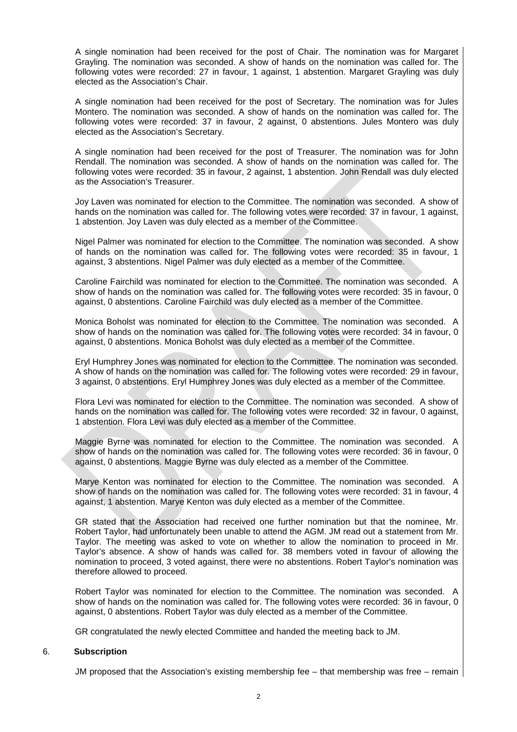A single nomination had been received for the post of Chair. The nomination was for Margaret Grayling. The nomination was seconded. A show of hands on the nomination was called for. The following votes were recorded: 27 in favour, 1 against, 1 abstention. Margaret Grayling was duly elected as the Association's Chair.

A single nomination had been received for the post of Secretary. The nomination was for Jules Montero. The nomination was seconded. A show of hands on the nomination was called for. The following votes were recorded: 37 in favour, 2 against, 0 abstentions. Jules Montero was duly elected as the Association's Secretary.

A single nomination had been received for the post of Treasurer. The nomination was for John Rendall. The nomination was seconded. A show of hands on the nomination was called for. The following votes were recorded: 35 in favour, 2 against, 1 abstention. John Rendall was duly elected as the Association's Treasurer.

Joy Laven was nominated for election to the Committee. The nomination was seconded. A show of hands on the nomination was called for. The following votes were recorded: 37 in favour, 1 against, 1 abstention. Joy Laven was duly elected as a member of the Committee.

Nigel Palmer was nominated for election to the Committee. The nomination was seconded. A show of hands on the nomination was called for. The following votes were recorded: 35 in favour, 1 against, 3 abstentions. Nigel Palmer was duly elected as a member of the Committee.

Caroline Fairchild was nominated for election to the Committee. The nomination was seconded. A show of hands on the nomination was called for. The following votes were recorded: 35 in favour, 0 against, 0 abstentions. Caroline Fairchild was duly elected as a member of the Committee.

Monica Boholst was nominated for election to the Committee. The nomination was seconded. A show of hands on the nomination was called for. The following votes were recorded: 34 in favour, 0 against, 0 abstentions. Monica Boholst was duly elected as a member of the Committee.

Eryl Humphrey Jones was nominated for election to the Committee. The nomination was seconded. A show of hands on the nomination was called for. The following votes were recorded: 29 in favour, 3 against, 0 abstentions. Eryl Humphrey Jones was duly elected as a member of the Committee.

Flora Levi was nominated for election to the Committee. The nomination was seconded. A show of hands on the nomination was called for. The following votes were recorded: 32 in favour, 0 against, 1 abstention. Flora Levi was duly elected as a member of the Committee.

Maggie Byrne was nominated for election to the Committee. The nomination was seconded. A show of hands on the nomination was called for. The following votes were recorded: 36 in favour, 0 against, 0 abstentions. Maggie Byrne was duly elected as a member of the Committee.

Marye Kenton was nominated for election to the Committee. The nomination was seconded. A show of hands on the nomination was called for. The following votes were recorded: 31 in favour, 4 against, 1 abstention. Marye Kenton was duly elected as a member of the Committee.

GR stated that the Association had received one further nomination but that the nominee, Mr. Robert Taylor, had unfortunately been unable to attend the AGM. JM read out a statement from Mr. Taylor. The meeting was asked to vote on whether to allow the nomination to proceed in Mr. Taylor's absence. A show of hands was called for. 38 members voted in favour of allowing the nomination to proceed, 3 voted against, there were no abstentions. Robert Taylor's nomination was therefore allowed to proceed.

Robert Taylor was nominated for election to the Committee. The nomination was seconded. A show of hands on the nomination was called for. The following votes were recorded: 36 in favour, 0 against, 0 abstentions. Robert Taylor was duly elected as a member of the Committee.

GR congratulated the newly elected Committee and handed the meeting back to JM.

## 6. Subscription

JM proposed that the Association's existing membership fee – that membership was free – remain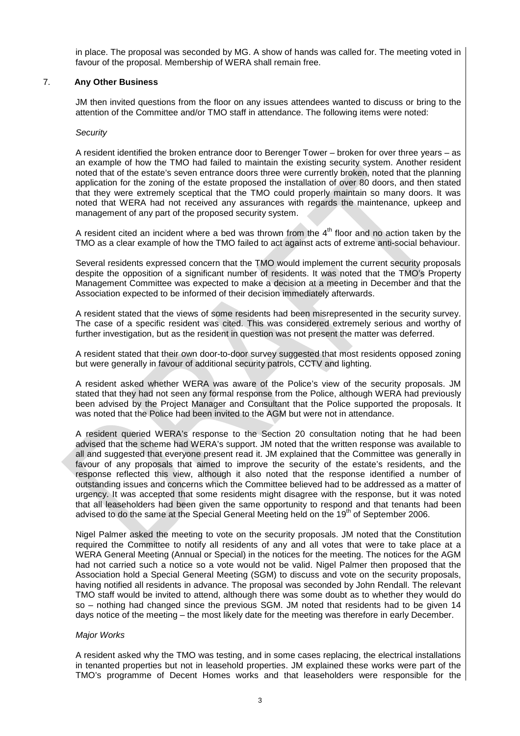in place. The proposal was seconded by MG. A show of hands was called for. The meeting voted in favour of the proposal. Membership of WERA shall remain free.

## 7. Any Other Business

JM then invited questions from the floor on any issues attendees wanted to discuss or bring to the attention of the Committee and/or TMO staff in attendance. The following items were noted:

*Security*

A resident identified the broken entrance door to Berenger Tower – broken for over three years – as an example of how the TMO had failed to maintain the existing security system. Another resident noted that of the estate's seven entrance doors three were currently broken, noted that the planning application for the zoning of the estate proposed the installation of over 80 doors, and then stated that they were extremely sceptical that the TMO could properly maintain so many doors. It was noted that WERA had not received any assurances with regards the maintenance, upkeep and management of any part of the proposed security system.

A resident cited an incident where a bed was thrown from the 4th floor and no action taken by the TMO as a clear example of how the TMO failed to act against acts of extreme anti-social behaviour.

Several residents expressed concern that the TMO would implement the current security proposals despite the opposition of a significant number of residents. It was noted that the TMO's Property Management Committee was expected to make a decision at a meeting in December and that the Association expected to be informed of their decision immediately afterwards.

A resident stated that the views of some residents had been misrepresented in the security survey. The case of a specific resident was cited. This was considered extremely serious and worthy of further investigation, but as the resident in question was not present the matter was deferred.

A resident stated that their own door-to-door survey suggested that most residents opposed zoning but were generally in favour of additional security patrols, CCTV and lighting.

A resident asked whether WERA was aware of the Police's view of the security proposals. JM stated that they had not seen any formal response from the Police, although WERA had previously been advised by the Project Manager and Consultant that the Police supported the proposals. It was noted that the Police had been invited to the AGM but were not in attendance.

A resident queried WERA's response to the Section 20 consultation noting that he had been advised that the scheme had WERA's support. JM noted that the written response was available to all and suggested that everyone present read it. JM explained that the Committee was generally in favour of any proposals that aimed to improve the security of the estate's residents, and the response reflected this view, although it also noted that the response identified a number of outstanding issues and concerns which the Committee believed had to be addressed as a matter of urgency. It was accepted that some residents might disagree with the response, but it was noted that all leaseholders had been given the same opportunity to respond and that tenants had been advised to do the same at the Special General Meeting held on the 19th of September 2006.

Nigel Palmer asked the meeting to vote on the security proposals. JM noted that the Constitution required the Committee to notify all residents of any and all votes that were to take place at a WERA General Meeting (Annual or Special) in the notices for the meeting. The notices for the AGM had not carried such a notice so a vote would not be valid. Nigel Palmer then proposed that the Association hold a Special General Meeting (SGM) to discuss and vote on the security proposals, having notified all residents in advance. The proposal was seconded by John Rendall. The relevant TMO staff would be invited to attend, although there was some doubt as to whether they would do so – nothing had changed since the previous SGM. JM noted that residents had to be given 14 days notice of the meeting – the most likely date for the meeting was therefore in early December.

*Major Works*

A resident asked why the TMO was testing, and in some cases replacing, the electrical installations in tenanted properties but not in leasehold properties. JM explained these works were part of the TMO's programme of Decent Homes works and that leaseholders were responsible for the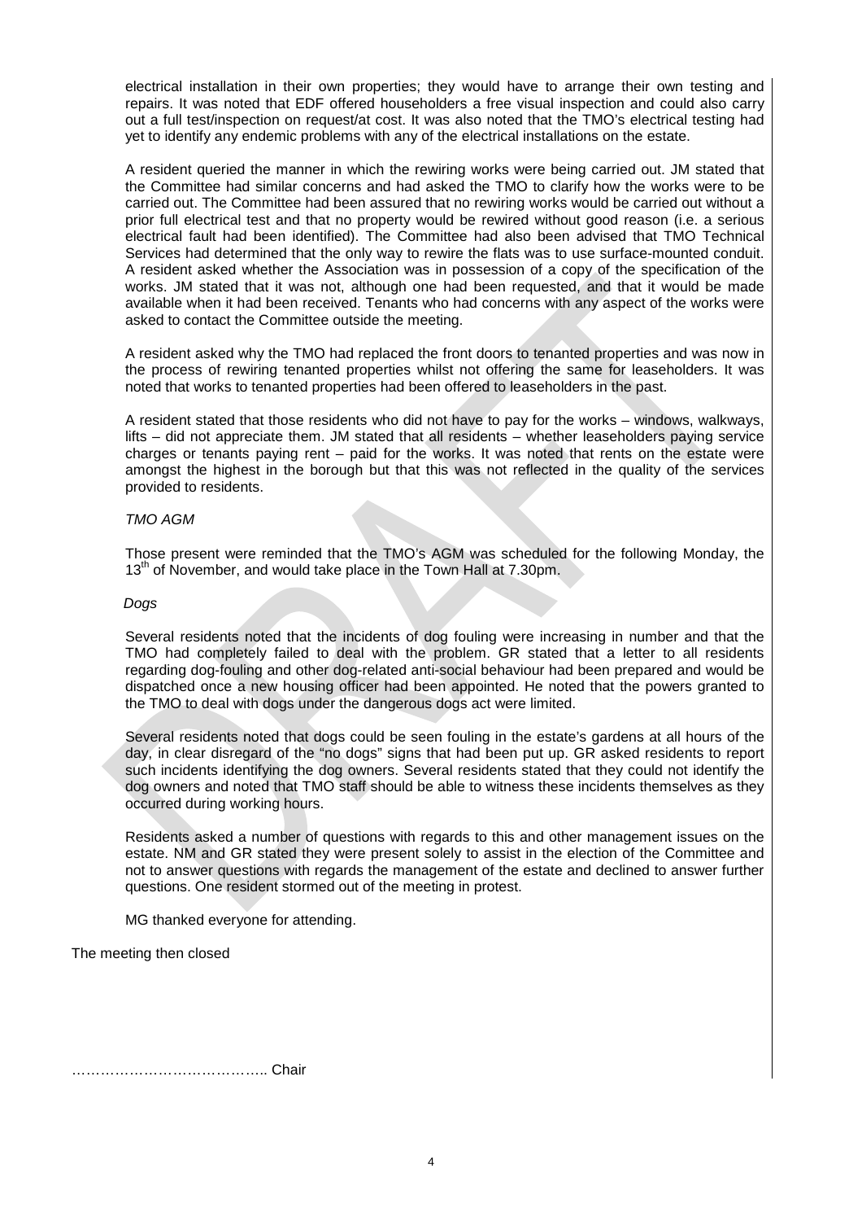electrical installation in their own properties; they would have to arrange their own testing and repairs. It was noted that EDF offered householders a free visual inspection and could also carry out a full test/inspection on request/at cost. It was also noted that the TMO's electrical testing had yet to identify any endemic problems with any of the electrical installations on the estate.

A resident queried the manner in which the rewiring works were being carried out. JM stated that the Committee had similar concerns and had asked the TMO to clarify how the works were to be carried out. The Committee had been assured that no rewiring works would be carried out without a prior full electrical test and that no property would be rewired without good reason (i.e. a serious electrical fault had been identified). The Committee had also been advised that TMO Technical Services had determined that the only way to rewire the flats was to use surface-mounted conduit. A resident asked whether the Association was in possession of a copy of the specification of the works. JM stated that it was not, although one had been requested, and that it would be made available when it had been received. Tenants who had concerns with any aspect of the works were asked to contact the Committee outside the meeting.

A resident asked why the TMO had replaced the front doors to tenanted properties and was now in the process of rewiring tenanted properties whilst not offering the same for leaseholders. It was noted that works to tenanted properties had been offered to leaseholders in the past.

A resident stated that those residents who did not have to pay for the works – windows, walkways, lifts – did not appreciate them. JM stated that all residents – whether leaseholders paying service charges or tenants paying rent – paid for the works. It was noted that rents on the estate were amongst the highest in the borough but that this was not reflected in the quality of the services provided to residents.

*TMO AGM*

Those present were reminded that the TMO's AGM was scheduled for the following Monday, the 13th of November, and would take place in the Town Hall at 7.30pm.

*Dogs*

Several residents noted that the incidents of dog fouling were increasing in number and that the TMO had completely failed to deal with the problem. GR stated that a letter to all residents regarding dog-fouling and other dog-related anti-social behaviour had been prepared and would be dispatched once a new housing officer had been appointed. He noted that the powers granted to the TMO to deal with dogs under the dangerous dogs act were limited.

Several residents noted that dogs could be seen fouling in the estate's gardens at all hours of the day, in clear disregard of the "no dogs" signs that had been put up. GR asked residents to report such incidents identifying the dog owners. Several residents stated that they could not identify the dog owners and noted that TMO staff should be able to witness these incidents themselves as they occurred during working hours.

Residents asked a number of questions with regards to this and other management issues on the estate. NM and GR stated they were present solely to assist in the election of the Committee and not to answer questions with regards the management of the estate and declined to answer further questions. One resident stormed out of the meeting in protest.

MG thanked everyone for attending.

The meeting then closed

………………………………….. Chair